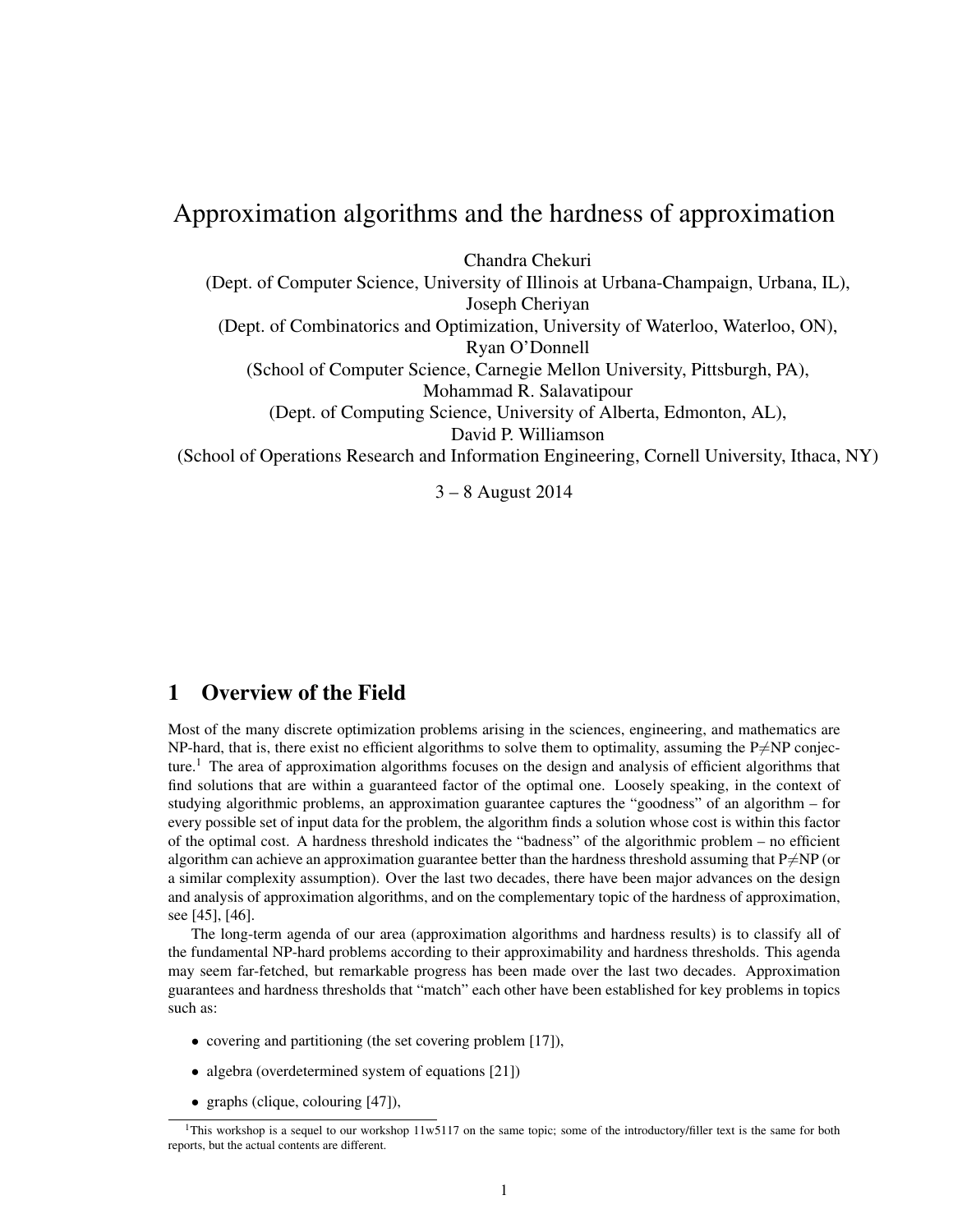# Approximation algorithms and the hardness of approximation

Chandra Chekuri
(Dept. of Computer Science, University of Illinois at Urbana-Champaign, Urbana, IL),
Joseph Cheriyan
(Dept. of Combinatorics and Optimization, University of Waterloo, Waterloo, ON),
Ryan O'Donnell
(School of Computer Science, Carnegie Mellon University, Pittsburgh, PA),
Mohammad R. Salavatipour
(Dept. of Computing Science, University of Alberta, Edmonton, AL),
David P. Williamson
(School of Operations Research and Information Engineering, Cornell University, Ithaca, NY)

3 – 8 August 2014

## 1 Overview of the Field

Most of the many discrete optimization problems arising in the sciences, engineering, and mathematics are NP-hard, that is, there exist no efficient algorithms to solve them to optimality, assuming the P≠NP conjecture.[1] The area of approximation algorithms focuses on the design and analysis of efficient algorithms that find solutions that are within a guaranteed factor of the optimal one. Loosely speaking, in the context of studying algorithmic problems, an approximation guarantee captures the "goodness" of an algorithm – for every possible set of input data for the problem, the algorithm finds a solution whose cost is within this factor of the optimal cost. A hardness threshold indicates the "badness" of the algorithmic problem – no efficient algorithm can achieve an approximation guarantee better than the hardness threshold assuming that P≠NP (or a similar complexity assumption). Over the last two decades, there have been major advances on the design and analysis of approximation algorithms, and on the complementary topic of the hardness of approximation, see [45], [46].

The long-term agenda of our area (approximation algorithms and hardness results) is to classify all of the fundamental NP-hard problems according to their approximability and hardness thresholds. This agenda may seem far-fetched, but remarkable progress has been made over the last two decades. Approximation guarantees and hardness thresholds that "match" each other have been established for key problems in topics such as:

- covering and partitioning (the set covering problem [17]),
- algebra (overdetermined system of equations [21])
- graphs (clique, colouring [47]),

[1] This workshop is a sequel to our workshop 11w5117 on the same topic; some of the introductory/filler text is the same for both reports, but the actual contents are different.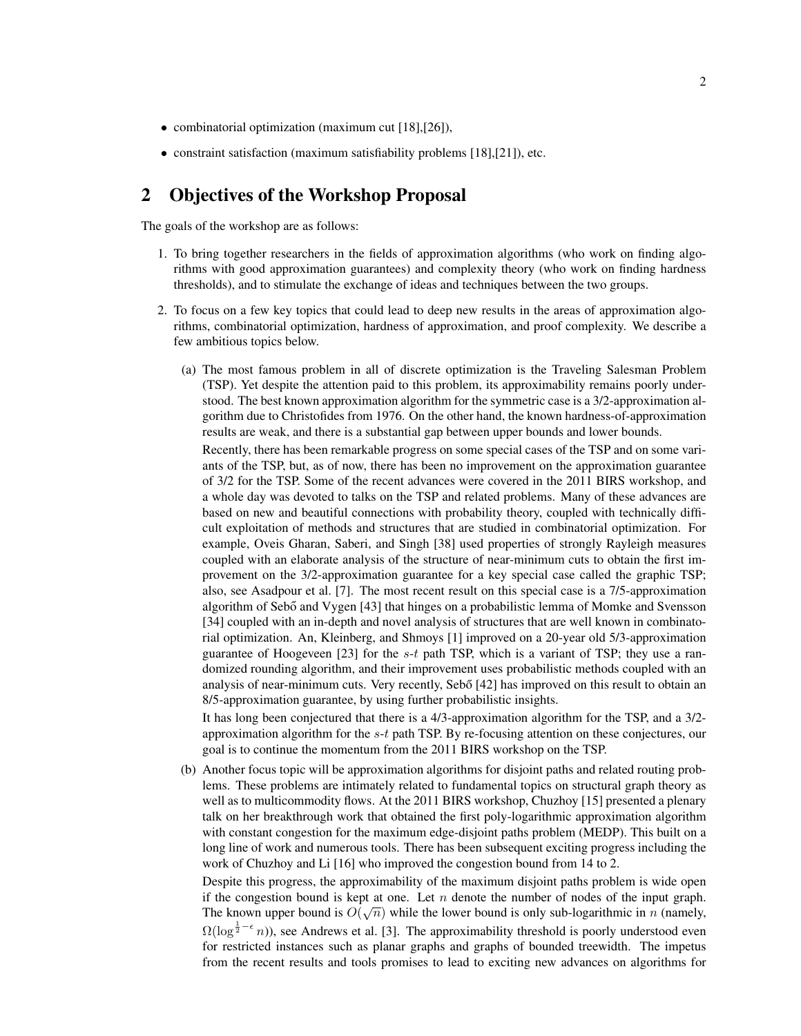- combinatorial optimization (maximum cut [18],[26]),
- constraint satisfaction (maximum satisfiability problems [18],[21]), etc.

## 2 Objectives of the Workshop Proposal

The goals of the workshop are as follows:

1. To bring together researchers in the fields of approximation algorithms (who work on finding algorithms with good approximation guarantees) and complexity theory (who work on finding hardness thresholds), and to stimulate the exchange of ideas and techniques between the two groups.

2. To focus on a few key topics that could lead to deep new results in the areas of approximation algorithms, combinatorial optimization, hardness of approximation, and proof complexity. We describe a few ambitious topics below.

   (a) The most famous problem in all of discrete optimization is the Traveling Salesman Problem (TSP). Yet despite the attention paid to this problem, its approximability remains poorly understood. The best known approximation algorithm for the symmetric case is a 3/2-approximation algorithm due to Christofides from 1976. On the other hand, the known hardness-of-approximation results are weak, and there is a substantial gap between upper bounds and lower bounds.

   Recently, there has been remarkable progress on some special cases of the TSP and on some variants of the TSP, but, as of now, there has been no improvement on the approximation guarantee of 3/2 for the TSP. Some of the recent advances were covered in the 2011 BIRS workshop, and a whole day was devoted to talks on the TSP and related problems. Many of these advances are based on new and beautiful connections with probability theory, coupled with technically difficult exploitation of methods and structures that are studied in combinatorial optimization. For example, Oveis Gharan, Saberi, and Singh [38] used properties of strongly Rayleigh measures coupled with an elaborate analysis of the structure of near-minimum cuts to obtain the first improvement on the 3/2-approximation guarantee for a key special case called the graphic TSP; also, see Asadpour et al. [7]. The most recent result on this special case is a 7/5-approximation algorithm of Sebő and Vygen [43] that hinges on a probabilistic lemma of Momke and Svensson [34] coupled with an in-depth and novel analysis of structures that are well known in combinatorial optimization. An, Kleinberg, and Shmoys [1] improved on a 20-year old 5/3-approximation guarantee of Hoogeveen [23] for the $s$-$t$ path TSP, which is a variant of TSP; they use a randomized rounding algorithm, and their improvement uses probabilistic methods coupled with an analysis of near-minimum cuts. Very recently, Sebő [42] has improved on this result to obtain an 8/5-approximation guarantee, by using further probabilistic insights.

   It has long been conjectured that there is a 4/3-approximation algorithm for the TSP, and a 3/2-approximation algorithm for the $s$-$t$ path TSP. By re-focusing attention on these conjectures, our goal is to continue the momentum from the 2011 BIRS workshop on the TSP.

   (b) Another focus topic will be approximation algorithms for disjoint paths and related routing problems. These problems are intimately related to fundamental topics on structural graph theory as well as to multicommodity flows. At the 2011 BIRS workshop, Chuzhoy [15] presented a plenary talk on her breakthrough work that obtained the first poly-logarithmic approximation algorithm with constant congestion for the maximum edge-disjoint paths problem (MEDP). This built on a long line of work and numerous tools. There has been subsequent exciting progress including the work of Chuzhoy and Li [16] who improved the congestion bound from 14 to 2.

   Despite this progress, the approximability of the maximum disjoint paths problem is wide open if the congestion bound is kept at one. Let $n$ denote the number of nodes of the input graph. The known upper bound is $O(\sqrt{n})$ while the lower bound is only sub-logarithmic in $n$ (namely, $\Omega(\log^{\frac{1}{2}-\epsilon} n)$), see Andrews et al. [3]. The approximability threshold is poorly understood even for restricted instances such as planar graphs and graphs of bounded treewidth. The impetus from the recent results and tools promises to lead to exciting new advances on algorithms for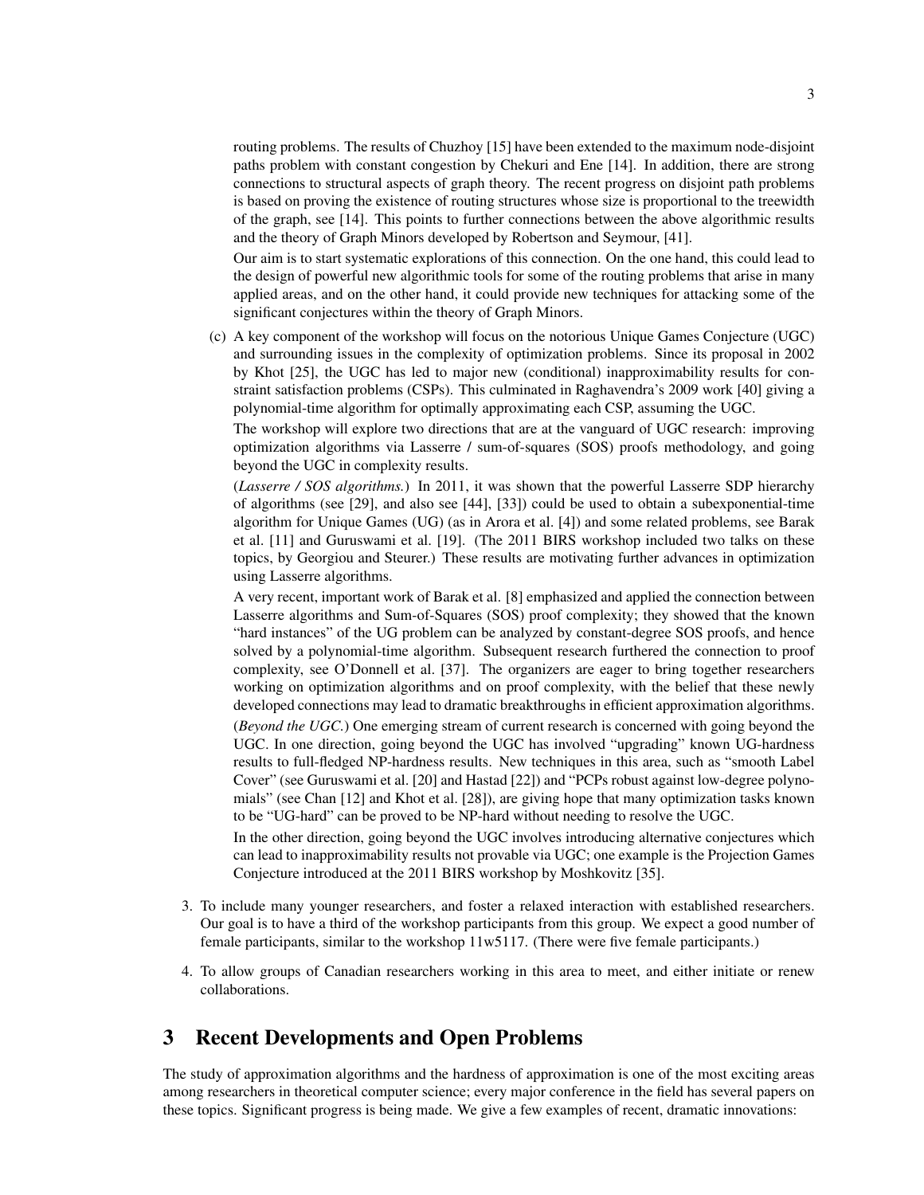routing problems. The results of Chuzhoy [15] have been extended to the maximum node-disjoint paths problem with constant congestion by Chekuri and Ene [14]. In addition, there are strong connections to structural aspects of graph theory. The recent progress on disjoint path problems is based on proving the existence of routing structures whose size is proportional to the treewidth of the graph, see [14]. This points to further connections between the above algorithmic results and the theory of Graph Minors developed by Robertson and Seymour, [41].

Our aim is to start systematic explorations of this connection. On the one hand, this could lead to the design of powerful new algorithmic tools for some of the routing problems that arise in many applied areas, and on the other hand, it could provide new techniques for attacking some of the significant conjectures within the theory of Graph Minors.

(c) A key component of the workshop will focus on the notorious Unique Games Conjecture (UGC) and surrounding issues in the complexity of optimization problems. Since its proposal in 2002 by Khot [25], the UGC has led to major new (conditional) inapproximability results for constraint satisfaction problems (CSPs). This culminated in Raghavendra's 2009 work [40] giving a polynomial-time algorithm for optimally approximating each CSP, assuming the UGC.

The workshop will explore two directions that are at the vanguard of UGC research: improving optimization algorithms via Lasserre / sum-of-squares (SOS) proofs methodology, and going beyond the UGC in complexity results.

(*Lasserre / SOS algorithms.*) In 2011, it was shown that the powerful Lasserre SDP hierarchy of algorithms (see [29], and also see [44], [33]) could be used to obtain a subexponential-time algorithm for Unique Games (UG) (as in Arora et al. [4]) and some related problems, see Barak et al. [11] and Guruswami et al. [19]. (The 2011 BIRS workshop included two talks on these topics, by Georgiou and Steurer.) These results are motivating further advances in optimization using Lasserre algorithms.

A very recent, important work of Barak et al. [8] emphasized and applied the connection between Lasserre algorithms and Sum-of-Squares (SOS) proof complexity; they showed that the known "hard instances" of the UG problem can be analyzed by constant-degree SOS proofs, and hence solved by a polynomial-time algorithm. Subsequent research furthered the connection to proof complexity, see O'Donnell et al. [37]. The organizers are eager to bring together researchers working on optimization algorithms and on proof complexity, with the belief that these newly developed connections may lead to dramatic breakthroughs in efficient approximation algorithms.

(*Beyond the UGC.*) One emerging stream of current research is concerned with going beyond the UGC. In one direction, going beyond the UGC has involved "upgrading" known UG-hardness results to full-fledged NP-hardness results. New techniques in this area, such as "smooth Label Cover" (see Guruswami et al. [20] and Hastad [22]) and "PCPs robust against low-degree polynomials" (see Chan [12] and Khot et al. [28]), are giving hope that many optimization tasks known to be "UG-hard" can be proved to be NP-hard without needing to resolve the UGC.

In the other direction, going beyond the UGC involves introducing alternative conjectures which can lead to inapproximability results not provable via UGC; one example is the Projection Games Conjecture introduced at the 2011 BIRS workshop by Moshkovitz [35].

3. To include many younger researchers, and foster a relaxed interaction with established researchers. Our goal is to have a third of the workshop participants from this group. We expect a good number of female participants, similar to the workshop 11w5117. (There were five female participants.)

4. To allow groups of Canadian researchers working in this area to meet, and either initiate or renew collaborations.

## 3 Recent Developments and Open Problems

The study of approximation algorithms and the hardness of approximation is one of the most exciting areas among researchers in theoretical computer science; every major conference in the field has several papers on these topics. Significant progress is being made. We give a few examples of recent, dramatic innovations: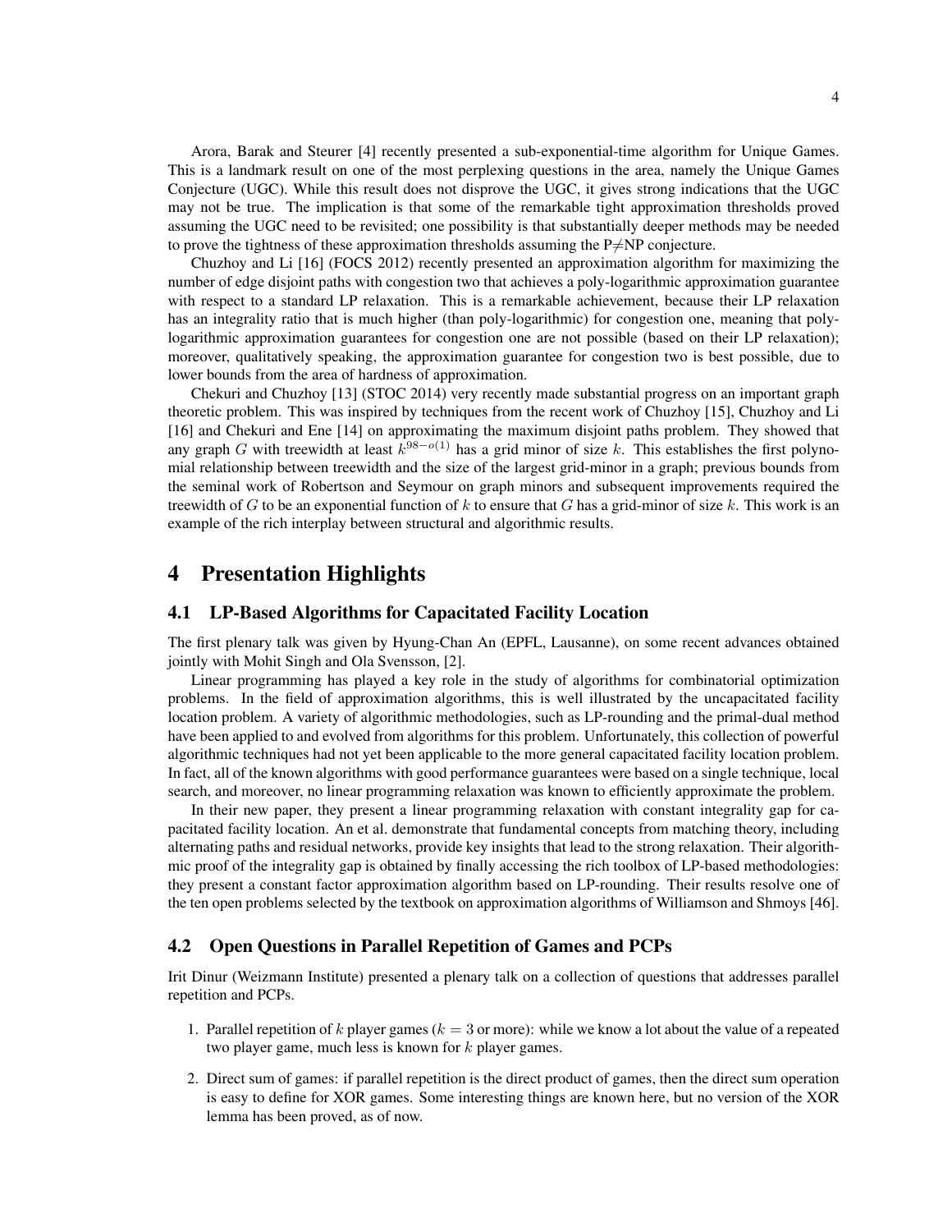Arora, Barak and Steurer [4] recently presented a sub-exponential-time algorithm for Unique Games. This is a landmark result on one of the most perplexing questions in the area, namely the Unique Games Conjecture (UGC). While this result does not disprove the UGC, it gives strong indications that the UGC may not be true. The implication is that some of the remarkable tight approximation thresholds proved assuming the UGC need to be revisited; one possibility is that substantially deeper methods may be needed to prove the tightness of these approximation thresholds assuming the P≠NP conjecture.

Chuzhoy and Li [16] (FOCS 2012) recently presented an approximation algorithm for maximizing the number of edge disjoint paths with congestion two that achieves a poly-logarithmic approximation guarantee with respect to a standard LP relaxation. This is a remarkable achievement, because their LP relaxation has an integrality ratio that is much higher (than poly-logarithmic) for congestion one, meaning that poly-logarithmic approximation guarantees for congestion one are not possible (based on their LP relaxation); moreover, qualitatively speaking, the approximation guarantee for congestion two is best possible, due to lower bounds from the area of hardness of approximation.

Chekuri and Chuzhoy [13] (STOC 2014) very recently made substantial progress on an important graph theoretic problem. This was inspired by techniques from the recent work of Chuzhoy [15], Chuzhoy and Li [16] and Chekuri and Ene [14] on approximating the maximum disjoint paths problem. They showed that any graph $G$ with treewidth at least $k^{98-o(1)}$ has a grid minor of size $k$. This establishes the first polynomial relationship between treewidth and the size of the largest grid-minor in a graph; previous bounds from the seminal work of Robertson and Seymour on graph minors and subsequent improvements required the treewidth of $G$ to be an exponential function of $k$ to ensure that $G$ has a grid-minor of size $k$. This work is an example of the rich interplay between structural and algorithmic results.

# 4 Presentation Highlights

## 4.1 LP-Based Algorithms for Capacitated Facility Location

The first plenary talk was given by Hyung-Chan An (EPFL, Lausanne), on some recent advances obtained jointly with Mohit Singh and Ola Svensson, [2].

Linear programming has played a key role in the study of algorithms for combinatorial optimization problems. In the field of approximation algorithms, this is well illustrated by the uncapacitated facility location problem. A variety of algorithmic methodologies, such as LP-rounding and the primal-dual method have been applied to and evolved from algorithms for this problem. Unfortunately, this collection of powerful algorithmic techniques had not yet been applicable to the more general capacitated facility location problem. In fact, all of the known algorithms with good performance guarantees were based on a single technique, local search, and moreover, no linear programming relaxation was known to efficiently approximate the problem.

In their new paper, they present a linear programming relaxation with constant integrality gap for capacitated facility location. An et al. demonstrate that fundamental concepts from matching theory, including alternating paths and residual networks, provide key insights that lead to the strong relaxation. Their algorithmic proof of the integrality gap is obtained by finally accessing the rich toolbox of LP-based methodologies: they present a constant factor approximation algorithm based on LP-rounding. Their results resolve one of the ten open problems selected by the textbook on approximation algorithms of Williamson and Shmoys [46].

## 4.2 Open Questions in Parallel Repetition of Games and PCPs

Irit Dinur (Weizmann Institute) presented a plenary talk on a collection of questions that addresses parallel repetition and PCPs.

1. Parallel repetition of $k$ player games ($k = 3$ or more): while we know a lot about the value of a repeated two player game, much less is known for $k$ player games.
2. Direct sum of games: if parallel repetition is the direct product of games, then the direct sum operation is easy to define for XOR games. Some interesting things are known here, but no version of the XOR lemma has been proved, as of now.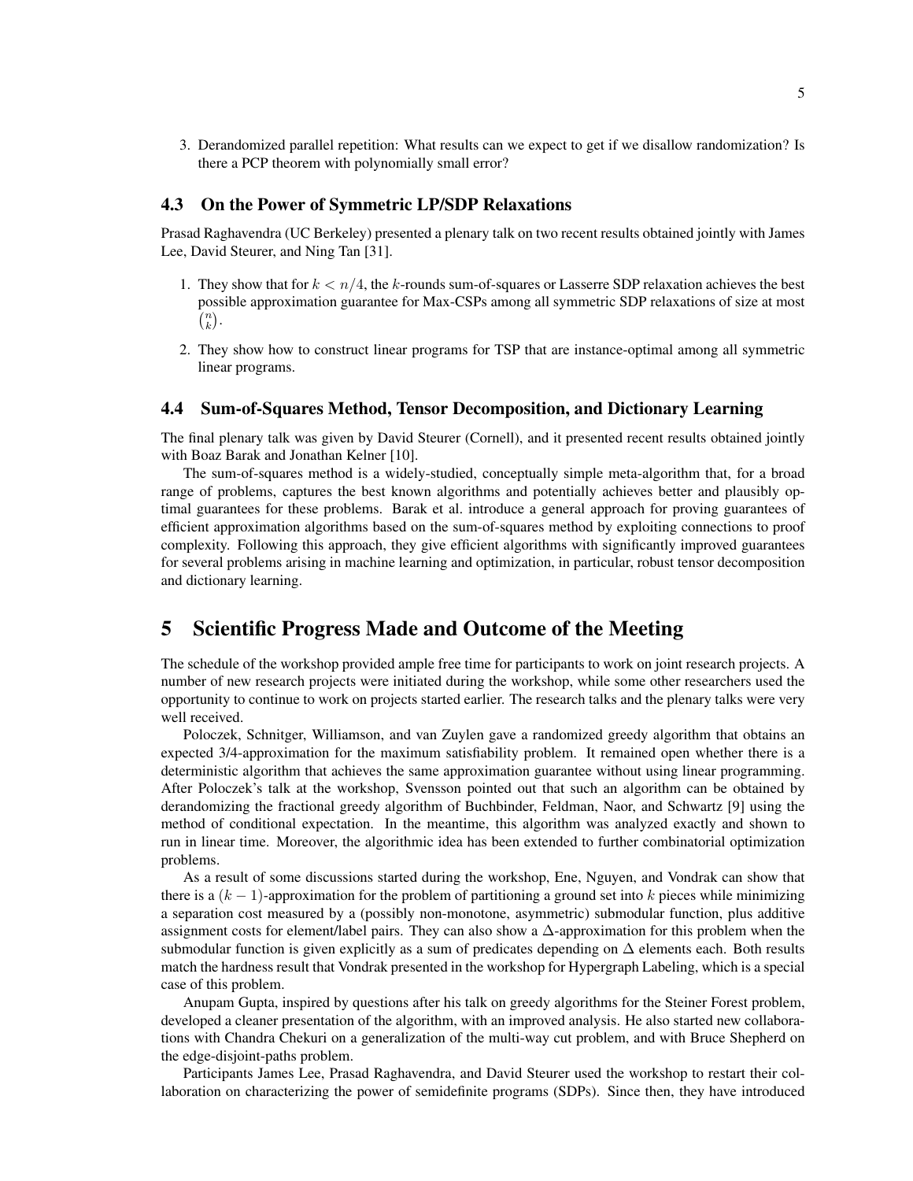3. Derandomized parallel repetition: What results can we expect to get if we disallow randomization? Is there a PCP theorem with polynomially small error?

### 4.3 On the Power of Symmetric LP/SDP Relaxations

Prasad Raghavendra (UC Berkeley) presented a plenary talk on two recent results obtained jointly with James Lee, David Steurer, and Ning Tan [31].

1. They show that for $k < n/4$, the $k$-rounds sum-of-squares or Lasserre SDP relaxation achieves the best possible approximation guarantee for Max-CSPs among all symmetric SDP relaxations of size at most $\binom{n}{k}$.
2. They show how to construct linear programs for TSP that are instance-optimal among all symmetric linear programs.

### 4.4 Sum-of-Squares Method, Tensor Decomposition, and Dictionary Learning

The final plenary talk was given by David Steurer (Cornell), and it presented recent results obtained jointly with Boaz Barak and Jonathan Kelner [10].

The sum-of-squares method is a widely-studied, conceptually simple meta-algorithm that, for a broad range of problems, captures the best known algorithms and potentially achieves better and plausibly optimal guarantees for these problems. Barak et al. introduce a general approach for proving guarantees of efficient approximation algorithms based on the sum-of-squares method by exploiting connections to proof complexity. Following this approach, they give efficient algorithms with significantly improved guarantees for several problems arising in machine learning and optimization, in particular, robust tensor decomposition and dictionary learning.

## 5 Scientific Progress Made and Outcome of the Meeting

The schedule of the workshop provided ample free time for participants to work on joint research projects. A number of new research projects were initiated during the workshop, while some other researchers used the opportunity to continue to work on projects started earlier. The research talks and the plenary talks were very well received.

Poloczek, Schnitger, Williamson, and van Zuylen gave a randomized greedy algorithm that obtains an expected 3/4-approximation for the maximum satisfiability problem. It remained open whether there is a deterministic algorithm that achieves the same approximation guarantee without using linear programming. After Poloczek's talk at the workshop, Svensson pointed out that such an algorithm can be obtained by derandomizing the fractional greedy algorithm of Buchbinder, Feldman, Naor, and Schwartz [9] using the method of conditional expectation. In the meantime, this algorithm was analyzed exactly and shown to run in linear time. Moreover, the algorithmic idea has been extended to further combinatorial optimization problems.

As a result of some discussions started during the workshop, Ene, Nguyen, and Vondrak can show that there is a $(k-1)$-approximation for the problem of partitioning a ground set into $k$ pieces while minimizing a separation cost measured by a (possibly non-monotone, asymmetric) submodular function, plus additive assignment costs for element/label pairs. They can also show a $\Delta$-approximation for this problem when the submodular function is given explicitly as a sum of predicates depending on $\Delta$ elements each. Both results match the hardness result that Vondrak presented in the workshop for Hypergraph Labeling, which is a special case of this problem.

Anupam Gupta, inspired by questions after his talk on greedy algorithms for the Steiner Forest problem, developed a cleaner presentation of the algorithm, with an improved analysis. He also started new collaborations with Chandra Chekuri on a generalization of the multi-way cut problem, and with Bruce Shepherd on the edge-disjoint-paths problem.

Participants James Lee, Prasad Raghavendra, and David Steurer used the workshop to restart their collaboration on characterizing the power of semidefinite programs (SDPs). Since then, they have introduced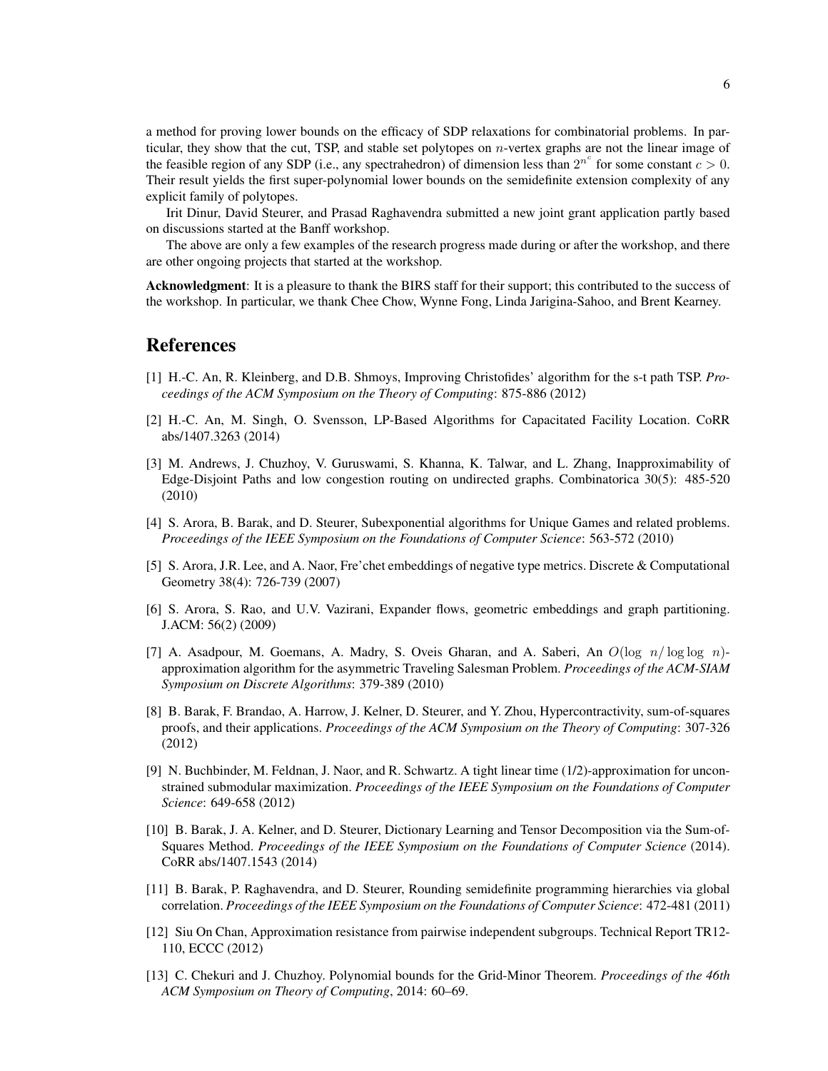a method for proving lower bounds on the efficacy of SDP relaxations for combinatorial problems. In particular, they show that the cut, TSP, and stable set polytopes on $n$-vertex graphs are not the linear image of the feasible region of any SDP (i.e., any spectrahedron) of dimension less than $2^{n^c}$ for some constant $c > 0$. Their result yields the first super-polynomial lower bounds on the semidefinite extension complexity of any explicit family of polytopes.

Irit Dinur, David Steurer, and Prasad Raghavendra submitted a new joint grant application partly based on discussions started at the Banff workshop.

The above are only a few examples of the research progress made during or after the workshop, and there are other ongoing projects that started at the workshop.

**Acknowledgment**: It is a pleasure to thank the BIRS staff for their support; this contributed to the success of the workshop. In particular, we thank Chee Chow, Wynne Fong, Linda Jarigina-Sahoo, and Brent Kearney.

# References

[1] H.-C. An, R. Kleinberg, and D.B. Shmoys, Improving Christofides' algorithm for the s-t path TSP. *Proceedings of the ACM Symposium on the Theory of Computing*: 875-886 (2012)

[2] H.-C. An, M. Singh, O. Svensson, LP-Based Algorithms for Capacitated Facility Location. CoRR abs/1407.3263 (2014)

[3] M. Andrews, J. Chuzhoy, V. Guruswami, S. Khanna, K. Talwar, and L. Zhang, Inapproximability of Edge-Disjoint Paths and low congestion routing on undirected graphs. Combinatorica 30(5): 485-520 (2010)

[4] S. Arora, B. Barak, and D. Steurer, Subexponential algorithms for Unique Games and related problems. *Proceedings of the IEEE Symposium on the Foundations of Computer Science*: 563-572 (2010)

[5] S. Arora, J.R. Lee, and A. Naor, Fre'chet embeddings of negative type metrics. Discrete & Computational Geometry 38(4): 726-739 (2007)

[6] S. Arora, S. Rao, and U.V. Vazirani, Expander flows, geometric embeddings and graph partitioning. J.ACM: 56(2) (2009)

[7] A. Asadpour, M. Goemans, A. Madry, S. Oveis Gharan, and A. Saberi, An $O(\log\ n/\log\log\ n)$-approximation algorithm for the asymmetric Traveling Salesman Problem. *Proceedings of the ACM-SIAM Symposium on Discrete Algorithms*: 379-389 (2010)

[8] B. Barak, F. Brandao, A. Harrow, J. Kelner, D. Steurer, and Y. Zhou, Hypercontractivity, sum-of-squares proofs, and their applications. *Proceedings of the ACM Symposium on the Theory of Computing*: 307-326 (2012)

[9] N. Buchbinder, M. Feldnan, J. Naor, and R. Schwartz. A tight linear time (1/2)-approximation for unconstrained submodular maximization. *Proceedings of the IEEE Symposium on the Foundations of Computer Science*: 649-658 (2012)

[10] B. Barak, J. A. Kelner, and D. Steurer, Dictionary Learning and Tensor Decomposition via the Sum-of-Squares Method. *Proceedings of the IEEE Symposium on the Foundations of Computer Science* (2014). CoRR abs/1407.1543 (2014)

[11] B. Barak, P. Raghavendra, and D. Steurer, Rounding semidefinite programming hierarchies via global correlation. *Proceedings of the IEEE Symposium on the Foundations of Computer Science*: 472-481 (2011)

[12] Siu On Chan, Approximation resistance from pairwise independent subgroups. Technical Report TR12-110, ECCC (2012)

[13] C. Chekuri and J. Chuzhoy. Polynomial bounds for the Grid-Minor Theorem. *Proceedings of the 46th ACM Symposium on Theory of Computing*, 2014: 60–69.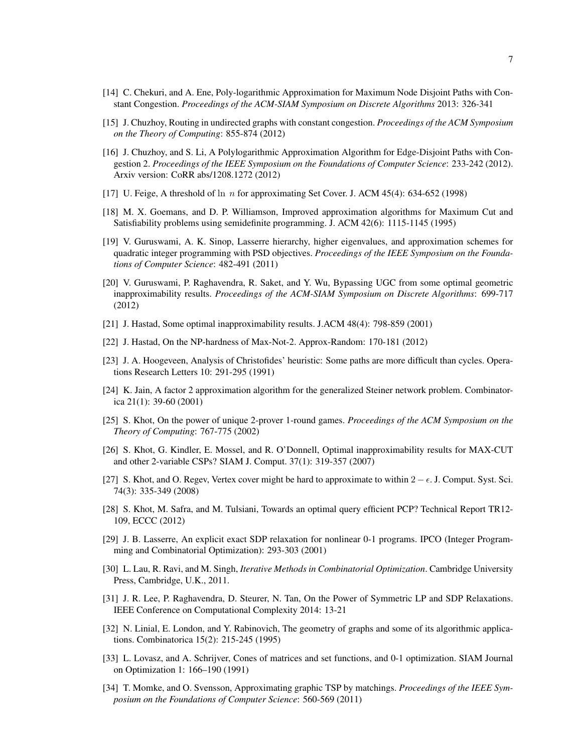[14] C. Chekuri, and A. Ene, Poly-logarithmic Approximation for Maximum Node Disjoint Paths with Constant Congestion. *Proceedings of the ACM-SIAM Symposium on Discrete Algorithms* 2013: 326-341

[15] J. Chuzhoy, Routing in undirected graphs with constant congestion. *Proceedings of the ACM Symposium on the Theory of Computing*: 855-874 (2012)

[16] J. Chuzhoy, and S. Li, A Polylogarithmic Approximation Algorithm for Edge-Disjoint Paths with Congestion 2. *Proceedings of the IEEE Symposium on the Foundations of Computer Science*: 233-242 (2012). Arxiv version: CoRR abs/1208.1272 (2012)

[17] U. Feige, A threshold of $\ln\ n$ for approximating Set Cover. J. ACM 45(4): 634-652 (1998)

[18] M. X. Goemans, and D. P. Williamson, Improved approximation algorithms for Maximum Cut and Satisfiability problems using semidefinite programming. J. ACM 42(6): 1115-1145 (1995)

[19] V. Guruswami, A. K. Sinop, Lasserre hierarchy, higher eigenvalues, and approximation schemes for quadratic integer programming with PSD objectives. *Proceedings of the IEEE Symposium on the Foundations of Computer Science*: 482-491 (2011)

[20] V. Guruswami, P. Raghavendra, R. Saket, and Y. Wu, Bypassing UGC from some optimal geometric inapproximability results. *Proceedings of the ACM-SIAM Symposium on Discrete Algorithms*: 699-717 (2012)

[21] J. Hastad, Some optimal inapproximability results. J.ACM 48(4): 798-859 (2001)

[22] J. Hastad, On the NP-hardness of Max-Not-2. Approx-Random: 170-181 (2012)

[23] J. A. Hoogeveen, Analysis of Christofides' heuristic: Some paths are more difficult than cycles. Operations Research Letters 10: 291-295 (1991)

[24] K. Jain, A factor 2 approximation algorithm for the generalized Steiner network problem. Combinatorica 21(1): 39-60 (2001)

[25] S. Khot, On the power of unique 2-prover 1-round games. *Proceedings of the ACM Symposium on the Theory of Computing*: 767-775 (2002)

[26] S. Khot, G. Kindler, E. Mossel, and R. O'Donnell, Optimal inapproximability results for MAX-CUT and other 2-variable CSPs? SIAM J. Comput. 37(1): 319-357 (2007)

[27] S. Khot, and O. Regev, Vertex cover might be hard to approximate to within $2 - \epsilon$. J. Comput. Syst. Sci. 74(3): 335-349 (2008)

[28] S. Khot, M. Safra, and M. Tulsiani, Towards an optimal query efficient PCP? Technical Report TR12-109, ECCC (2012)

[29] J. B. Lasserre, An explicit exact SDP relaxation for nonlinear 0-1 programs. IPCO (Integer Programming and Combinatorial Optimization): 293-303 (2001)

[30] L. Lau, R. Ravi, and M. Singh, *Iterative Methods in Combinatorial Optimization*. Cambridge University Press, Cambridge, U.K., 2011.

[31] J. R. Lee, P. Raghavendra, D. Steurer, N. Tan, On the Power of Symmetric LP and SDP Relaxations. IEEE Conference on Computational Complexity 2014: 13-21

[32] N. Linial, E. London, and Y. Rabinovich, The geometry of graphs and some of its algorithmic applications. Combinatorica 15(2): 215-245 (1995)

[33] L. Lovasz, and A. Schrijver, Cones of matrices and set functions, and 0-1 optimization. SIAM Journal on Optimization 1: 166–190 (1991)

[34] T. Momke, and O. Svensson, Approximating graphic TSP by matchings. *Proceedings of the IEEE Symposium on the Foundations of Computer Science*: 560-569 (2011)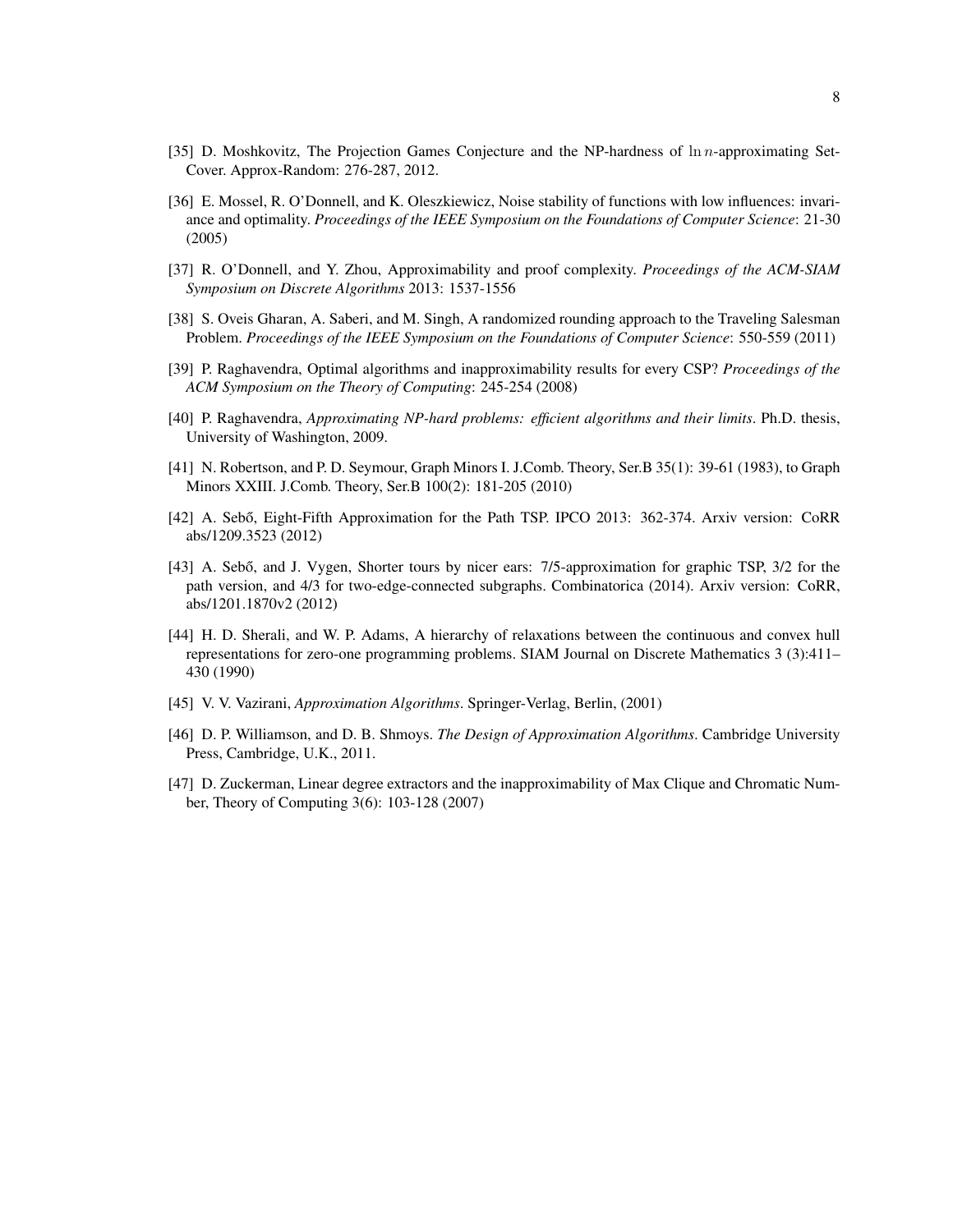[35] D. Moshkovitz, The Projection Games Conjecture and the NP-hardness of $\ln n$-approximating Set-Cover. Approx-Random: 276-287, 2012.

[36] E. Mossel, R. O'Donnell, and K. Oleszkiewicz, Noise stability of functions with low influences: invariance and optimality. *Proceedings of the IEEE Symposium on the Foundations of Computer Science*: 21-30 (2005)

[37] R. O'Donnell, and Y. Zhou, Approximability and proof complexity. *Proceedings of the ACM-SIAM Symposium on Discrete Algorithms* 2013: 1537-1556

[38] S. Oveis Gharan, A. Saberi, and M. Singh, A randomized rounding approach to the Traveling Salesman Problem. *Proceedings of the IEEE Symposium on the Foundations of Computer Science*: 550-559 (2011)

[39] P. Raghavendra, Optimal algorithms and inapproximability results for every CSP? *Proceedings of the ACM Symposium on the Theory of Computing*: 245-254 (2008)

[40] P. Raghavendra, *Approximating NP-hard problems: efficient algorithms and their limits*. Ph.D. thesis, University of Washington, 2009.

[41] N. Robertson, and P. D. Seymour, Graph Minors I. J.Comb. Theory, Ser.B 35(1): 39-61 (1983), to Graph Minors XXIII. J.Comb. Theory, Ser.B 100(2): 181-205 (2010)

[42] A. Sebő, Eight-Fifth Approximation for the Path TSP. IPCO 2013: 362-374. Arxiv version: CoRR abs/1209.3523 (2012)

[43] A. Sebő, and J. Vygen, Shorter tours by nicer ears: 7/5-approximation for graphic TSP, 3/2 for the path version, and 4/3 for two-edge-connected subgraphs. Combinatorica (2014). Arxiv version: CoRR, abs/1201.1870v2 (2012)

[44] H. D. Sherali, and W. P. Adams, A hierarchy of relaxations between the continuous and convex hull representations for zero-one programming problems. SIAM Journal on Discrete Mathematics 3 (3):411–430 (1990)

[45] V. V. Vazirani, *Approximation Algorithms*. Springer-Verlag, Berlin, (2001)

[46] D. P. Williamson, and D. B. Shmoys. *The Design of Approximation Algorithms*. Cambridge University Press, Cambridge, U.K., 2011.

[47] D. Zuckerman, Linear degree extractors and the inapproximability of Max Clique and Chromatic Number, Theory of Computing 3(6): 103-128 (2007)